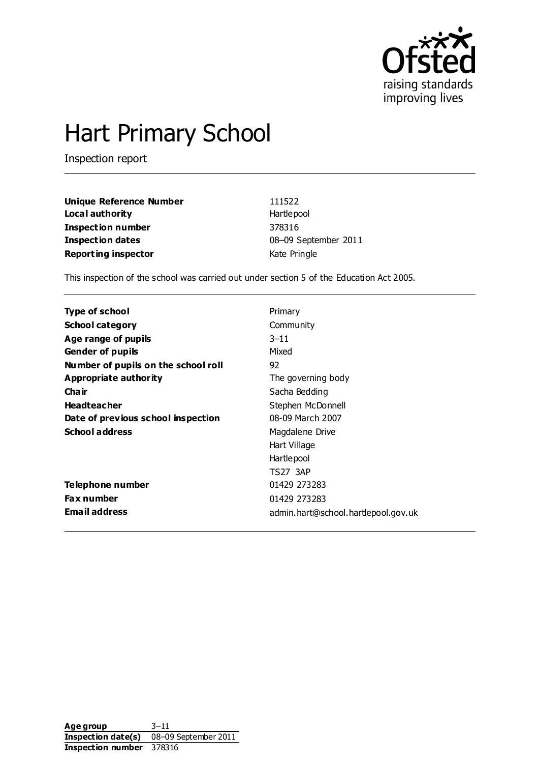# Hart Primary School

Inspection report

| | |
|---|---|
| **Unique Reference Number** | 111522 |
| **Local authority** | Hartlepool |
| **Inspection number** | 378316 |
| **Inspection dates** | 08–09 September 2011 |
| **Reporting inspector** | Kate Pringle |

This inspection of the school was carried out under section 5 of the Education Act 2005.

| | |
|---|---|
| **Type of school** | Primary |
| **School category** | Community |
| **Age range of pupils** | 3–11 |
| **Gender of pupils** | Mixed |
| **Number of pupils on the school roll** | 92 |
| **Appropriate authority** | The governing body |
| **Chair** | Sacha Bedding |
| **Headteacher** | Stephen McDonnell |
| **Date of previous school inspection** | 08-09 March 2007 |
| **School address** | Magdalene Drive<br>Hart Village<br>Hartlepool<br>TS27 3AP |
| **Telephone number** | 01429 273283 |
| **Fax number** | 01429 273283 |
| **Email address** | admin.hart@school.hartlepool.gov.uk |

| | |
|---|---|
| **Age group** | 3–11 |
| **Inspection date(s)** | 08–09 September 2011 |
| **Inspection number** | 378316 |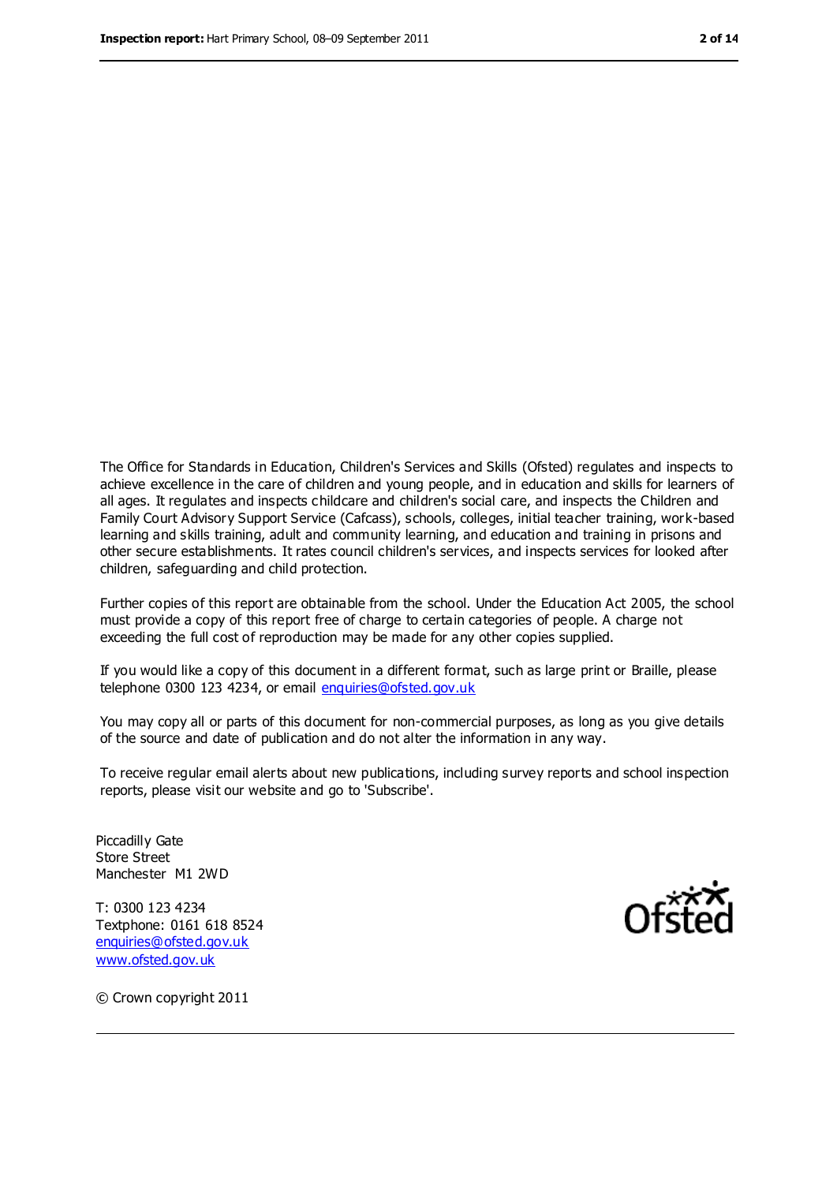The Office for Standards in Education, Children's Services and Skills (Ofsted) regulates and inspects to achieve excellence in the care of children and young people, and in education and skills for learners of all ages. It regulates and inspects childcare and children's social care, and inspects the Children and Family Court Advisory Support Service (Cafcass), schools, colleges, initial teacher training, work-based learning and skills training, adult and community learning, and education and training in prisons and other secure establishments. It rates council children's services, and inspects services for looked after children, safeguarding and child protection.

Further copies of this report are obtainable from the school. Under the Education Act 2005, the school must provide a copy of this report free of charge to certain categories of people. A charge not exceeding the full cost of reproduction may be made for any other copies supplied.

If you would like a copy of this document in a different format, such as large print or Braille, please telephone 0300 123 4234, or email enquiries@ofsted.gov.uk

You may copy all or parts of this document for non-commercial purposes, as long as you give details of the source and date of publication and do not alter the information in any way.

To receive regular email alerts about new publications, including survey reports and school inspection reports, please visit our website and go to 'Subscribe'.

Piccadilly Gate
Store Street
Manchester M1 2WD

T: 0300 123 4234
Textphone: 0161 618 8524
enquiries@ofsted.gov.uk
www.ofsted.gov.uk

© Crown copyright 2011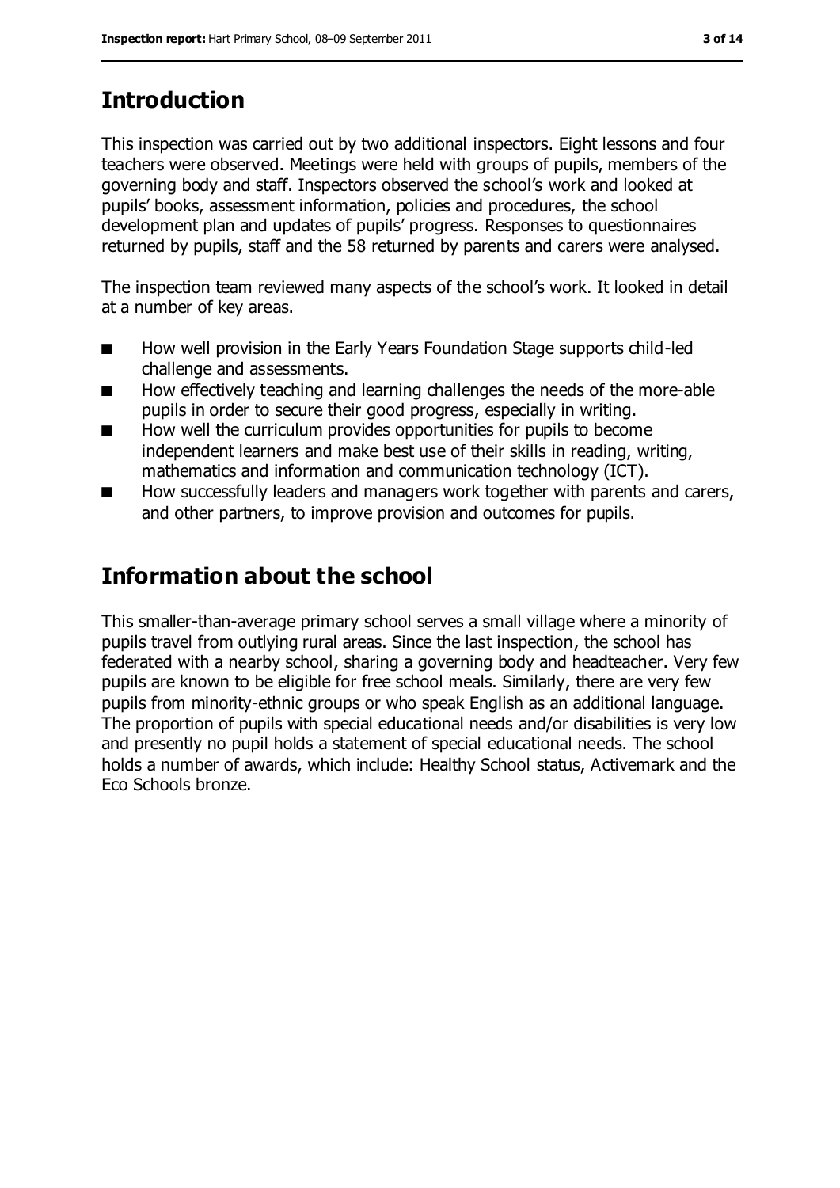## Introduction

This inspection was carried out by two additional inspectors. Eight lessons and four teachers were observed. Meetings were held with groups of pupils, members of the governing body and staff. Inspectors observed the school's work and looked at pupils' books, assessment information, policies and procedures, the school development plan and updates of pupils' progress. Responses to questionnaires returned by pupils, staff and the 58 returned by parents and carers were analysed.

The inspection team reviewed many aspects of the school's work. It looked in detail at a number of key areas.

- How well provision in the Early Years Foundation Stage supports child-led challenge and assessments.
- How effectively teaching and learning challenges the needs of the more-able pupils in order to secure their good progress, especially in writing.
- How well the curriculum provides opportunities for pupils to become independent learners and make best use of their skills in reading, writing, mathematics and information and communication technology (ICT).
- How successfully leaders and managers work together with parents and carers, and other partners, to improve provision and outcomes for pupils.

## Information about the school

This smaller-than-average primary school serves a small village where a minority of pupils travel from outlying rural areas. Since the last inspection, the school has federated with a nearby school, sharing a governing body and headteacher. Very few pupils are known to be eligible for free school meals. Similarly, there are very few pupils from minority-ethnic groups or who speak English as an additional language. The proportion of pupils with special educational needs and/or disabilities is very low and presently no pupil holds a statement of special educational needs. The school holds a number of awards, which include: Healthy School status, Activemark and the Eco Schools bronze.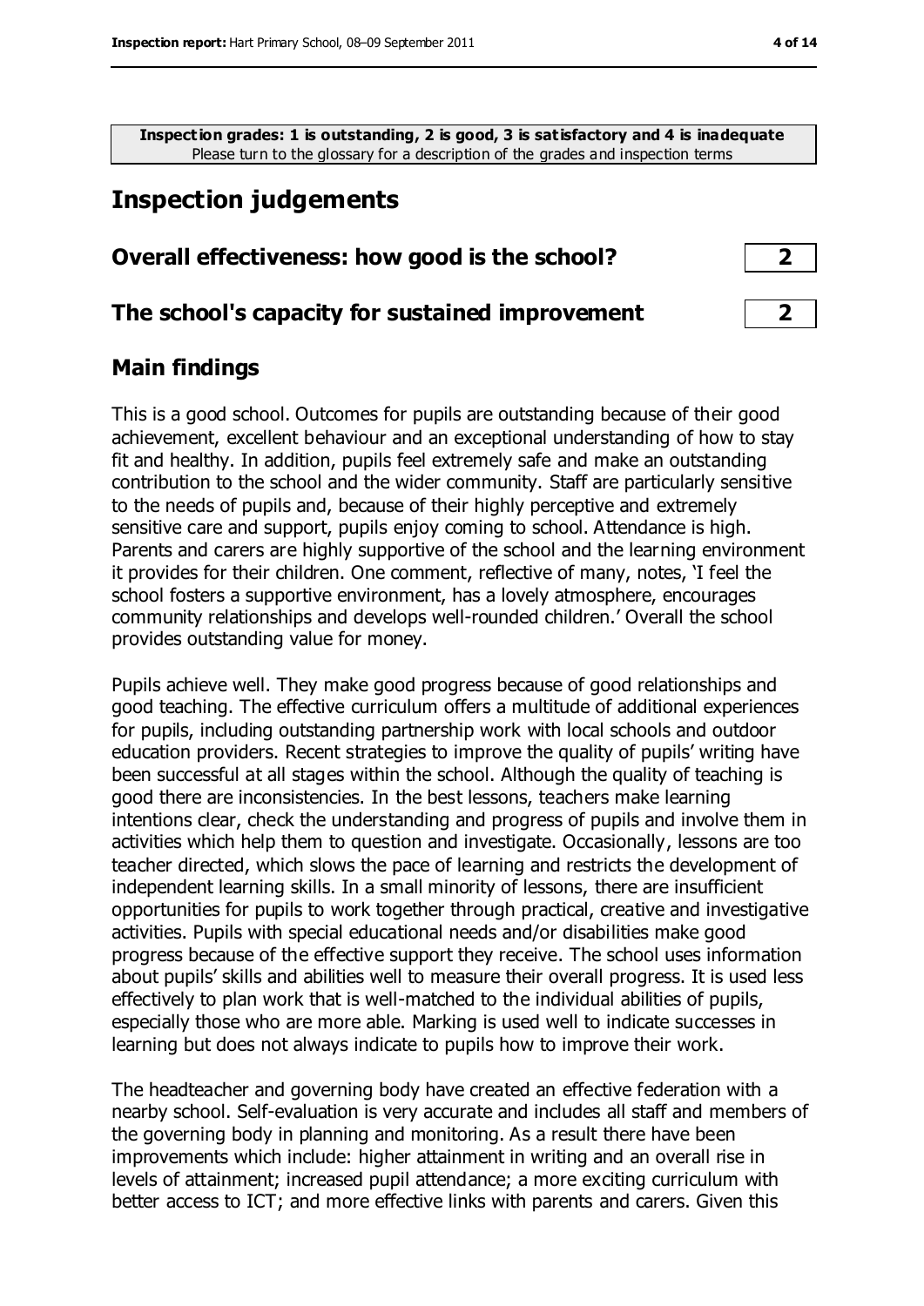**Inspection grades: 1 is outstanding, 2 is good, 3 is satisfactory and 4 is inadequate**
Please turn to the glossary for a description of the grades and inspection terms

# Inspection judgements

## Overall effectiveness: how good is the school? 2

## The school's capacity for sustained improvement 2

## Main findings

This is a good school. Outcomes for pupils are outstanding because of their good achievement, excellent behaviour and an exceptional understanding of how to stay fit and healthy. In addition, pupils feel extremely safe and make an outstanding contribution to the school and the wider community. Staff are particularly sensitive to the needs of pupils and, because of their highly perceptive and extremely sensitive care and support, pupils enjoy coming to school. Attendance is high. Parents and carers are highly supportive of the school and the learning environment it provides for their children. One comment, reflective of many, notes, 'I feel the school fosters a supportive environment, has a lovely atmosphere, encourages community relationships and develops well-rounded children.' Overall the school provides outstanding value for money.

Pupils achieve well. They make good progress because of good relationships and good teaching. The effective curriculum offers a multitude of additional experiences for pupils, including outstanding partnership work with local schools and outdoor education providers. Recent strategies to improve the quality of pupils' writing have been successful at all stages within the school. Although the quality of teaching is good there are inconsistencies. In the best lessons, teachers make learning intentions clear, check the understanding and progress of pupils and involve them in activities which help them to question and investigate. Occasionally, lessons are too teacher directed, which slows the pace of learning and restricts the development of independent learning skills. In a small minority of lessons, there are insufficient opportunities for pupils to work together through practical, creative and investigative activities. Pupils with special educational needs and/or disabilities make good progress because of the effective support they receive. The school uses information about pupils' skills and abilities well to measure their overall progress. It is used less effectively to plan work that is well-matched to the individual abilities of pupils, especially those who are more able. Marking is used well to indicate successes in learning but does not always indicate to pupils how to improve their work.

The headteacher and governing body have created an effective federation with a nearby school. Self-evaluation is very accurate and includes all staff and members of the governing body in planning and monitoring. As a result there have been improvements which include: higher attainment in writing and an overall rise in levels of attainment; increased pupil attendance; a more exciting curriculum with better access to ICT; and more effective links with parents and carers. Given this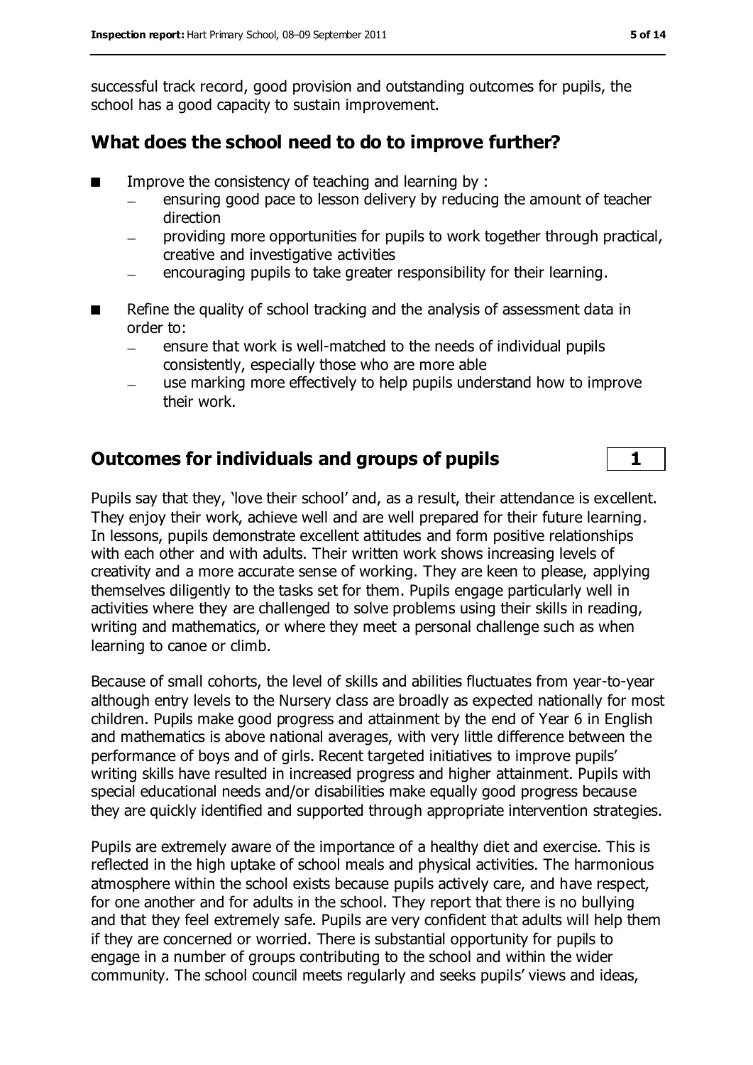successful track record, good provision and outstanding outcomes for pupils, the school has a good capacity to sustain improvement.

## What does the school need to do to improve further?

- Improve the consistency of teaching and learning by :
  - ensuring good pace to lesson delivery by reducing the amount of teacher direction
  - providing more opportunities for pupils to work together through practical, creative and investigative activities
  - encouraging pupils to take greater responsibility for their learning.
- Refine the quality of school tracking and the analysis of assessment data in order to:
  - ensure that work is well-matched to the needs of individual pupils consistently, especially those who are more able
  - use marking more effectively to help pupils understand how to improve their work.

## Outcomes for individuals and groups of pupils — 1

Pupils say that they, 'love their school' and, as a result, their attendance is excellent. They enjoy their work, achieve well and are well prepared for their future learning. In lessons, pupils demonstrate excellent attitudes and form positive relationships with each other and with adults. Their written work shows increasing levels of creativity and a more accurate sense of working. They are keen to please, applying themselves diligently to the tasks set for them. Pupils engage particularly well in activities where they are challenged to solve problems using their skills in reading, writing and mathematics, or where they meet a personal challenge such as when learning to canoe or climb.

Because of small cohorts, the level of skills and abilities fluctuates from year-to-year although entry levels to the Nursery class are broadly as expected nationally for most children. Pupils make good progress and attainment by the end of Year 6 in English and mathematics is above national averages, with very little difference between the performance of boys and of girls. Recent targeted initiatives to improve pupils' writing skills have resulted in increased progress and higher attainment. Pupils with special educational needs and/or disabilities make equally good progress because they are quickly identified and supported through appropriate intervention strategies.

Pupils are extremely aware of the importance of a healthy diet and exercise. This is reflected in the high uptake of school meals and physical activities. The harmonious atmosphere within the school exists because pupils actively care, and have respect, for one another and for adults in the school. They report that there is no bullying and that they feel extremely safe. Pupils are very confident that adults will help them if they are concerned or worried. There is substantial opportunity for pupils to engage in a number of groups contributing to the school and within the wider community. The school council meets regularly and seeks pupils' views and ideas,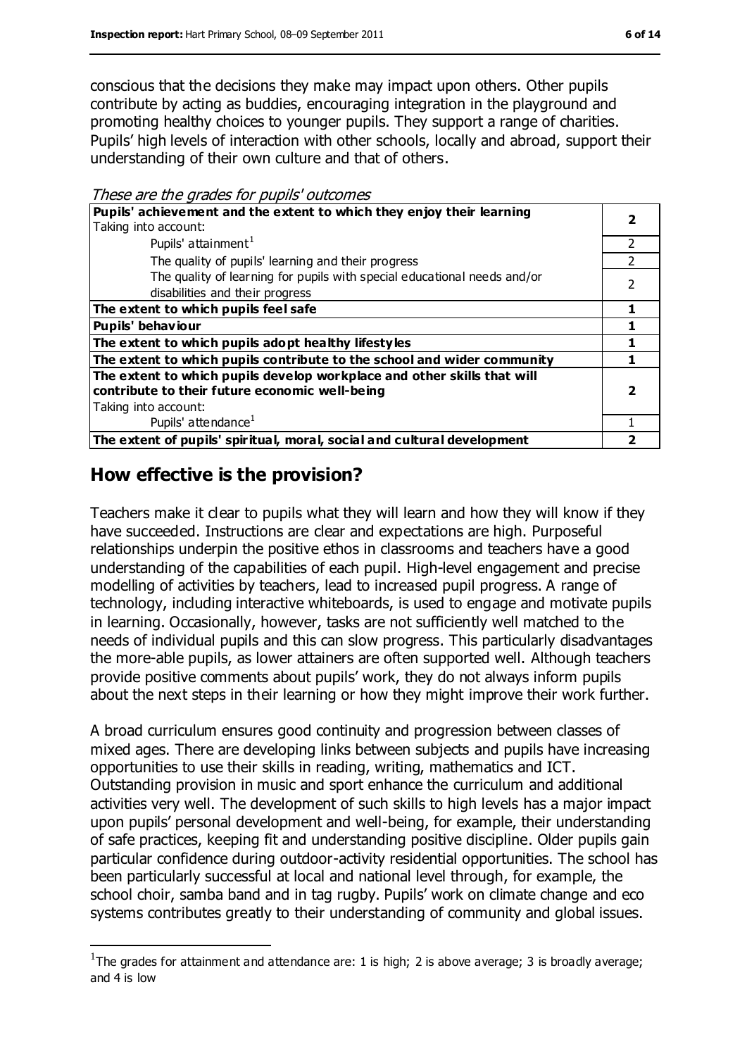conscious that the decisions they make may impact upon others. Other pupils contribute by acting as buddies, encouraging integration in the playground and promoting healthy choices to younger pupils. They support a range of charities. Pupils' high levels of interaction with other schools, locally and abroad, support their understanding of their own culture and that of others.

*These are the grades for pupils' outcomes*

| | |
|---|---|
| **Pupils' achievement and the extent to which they enjoy their learning**<br>Taking into account: | **2** |
| Pupils' attainment[1] | 2 |
| The quality of pupils' learning and their progress | 2 |
| The quality of learning for pupils with special educational needs and/or disabilities and their progress | 2 |
| **The extent to which pupils feel safe** | **1** |
| **Pupils' behaviour** | **1** |
| **The extent to which pupils adopt healthy lifestyles** | **1** |
| **The extent to which pupils contribute to the school and wider community** | **1** |
| **The extent to which pupils develop workplace and other skills that will contribute to their future economic well-being**<br>Taking into account: | **2** |
| Pupils' attendance[1] | 1 |
| **The extent of pupils' spiritual, moral, social and cultural development** | **2** |

## How effective is the provision?

Teachers make it clear to pupils what they will learn and how they will know if they have succeeded. Instructions are clear and expectations are high. Purposeful relationships underpin the positive ethos in classrooms and teachers have a good understanding of the capabilities of each pupil. High-level engagement and precise modelling of activities by teachers, lead to increased pupil progress. A range of technology, including interactive whiteboards, is used to engage and motivate pupils in learning. Occasionally, however, tasks are not sufficiently well matched to the needs of individual pupils and this can slow progress. This particularly disadvantages the more-able pupils, as lower attainers are often supported well. Although teachers provide positive comments about pupils' work, they do not always inform pupils about the next steps in their learning or how they might improve their work further.

A broad curriculum ensures good continuity and progression between classes of mixed ages. There are developing links between subjects and pupils have increasing opportunities to use their skills in reading, writing, mathematics and ICT. Outstanding provision in music and sport enhance the curriculum and additional activities very well. The development of such skills to high levels has a major impact upon pupils' personal development and well-being, for example, their understanding of safe practices, keeping fit and understanding positive discipline. Older pupils gain particular confidence during outdoor-activity residential opportunities. The school has been particularly successful at local and national level through, for example, the school choir, samba band and in tag rugby. Pupils' work on climate change and eco systems contributes greatly to their understanding of community and global issues.

[1] The grades for attainment and attendance are: 1 is high; 2 is above average; 3 is broadly average; and 4 is low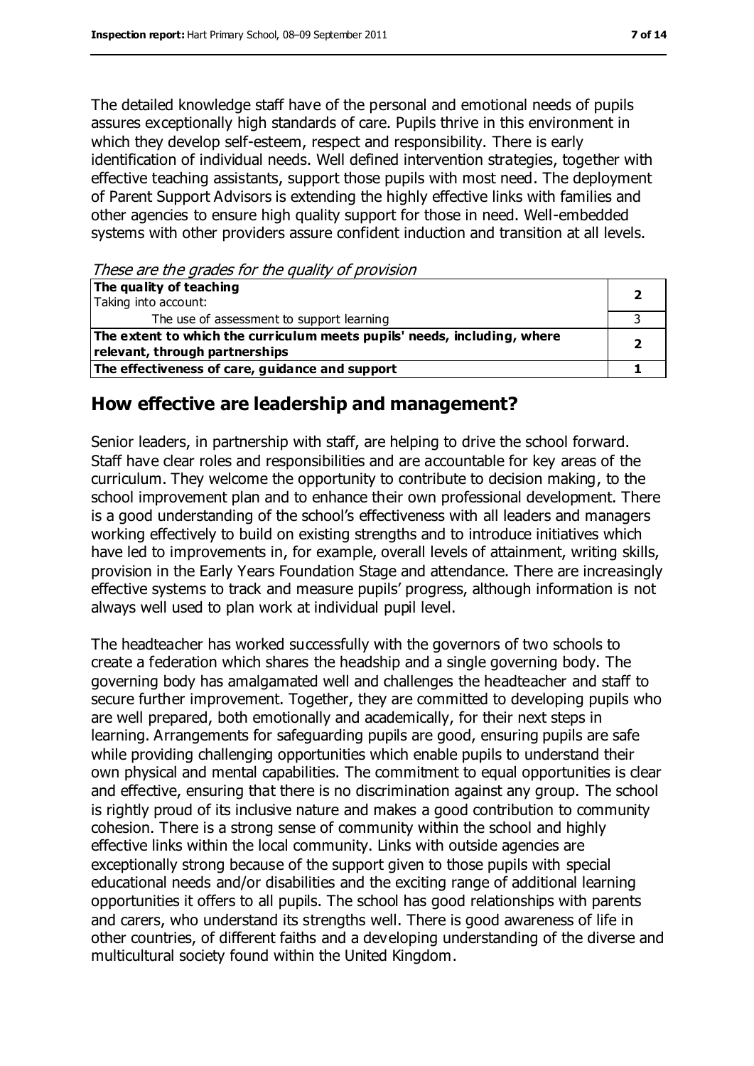The detailed knowledge staff have of the personal and emotional needs of pupils assures exceptionally high standards of care. Pupils thrive in this environment in which they develop self-esteem, respect and responsibility. There is early identification of individual needs. Well defined intervention strategies, together with effective teaching assistants, support those pupils with most need. The deployment of Parent Support Advisors is extending the highly effective links with families and other agencies to ensure high quality support for those in need. Well-embedded systems with other providers assure confident induction and transition at all levels.

*These are the grades for the quality of provision*

| | |
|---|---|
| **The quality of teaching**<br>Taking into account: | **2** |
| The use of assessment to support learning | 3 |
| **The extent to which the curriculum meets pupils' needs, including, where relevant, through partnerships** | **2** |
| **The effectiveness of care, guidance and support** | **1** |

## How effective are leadership and management?

Senior leaders, in partnership with staff, are helping to drive the school forward. Staff have clear roles and responsibilities and are accountable for key areas of the curriculum. They welcome the opportunity to contribute to decision making, to the school improvement plan and to enhance their own professional development. There is a good understanding of the school's effectiveness with all leaders and managers working effectively to build on existing strengths and to introduce initiatives which have led to improvements in, for example, overall levels of attainment, writing skills, provision in the Early Years Foundation Stage and attendance. There are increasingly effective systems to track and measure pupils' progress, although information is not always well used to plan work at individual pupil level.

The headteacher has worked successfully with the governors of two schools to create a federation which shares the headship and a single governing body. The governing body has amalgamated well and challenges the headteacher and staff to secure further improvement. Together, they are committed to developing pupils who are well prepared, both emotionally and academically, for their next steps in learning. Arrangements for safeguarding pupils are good, ensuring pupils are safe while providing challenging opportunities which enable pupils to understand their own physical and mental capabilities. The commitment to equal opportunities is clear and effective, ensuring that there is no discrimination against any group. The school is rightly proud of its inclusive nature and makes a good contribution to community cohesion. There is a strong sense of community within the school and highly effective links within the local community. Links with outside agencies are exceptionally strong because of the support given to those pupils with special educational needs and/or disabilities and the exciting range of additional learning opportunities it offers to all pupils. The school has good relationships with parents and carers, who understand its strengths well. There is good awareness of life in other countries, of different faiths and a developing understanding of the diverse and multicultural society found within the United Kingdom.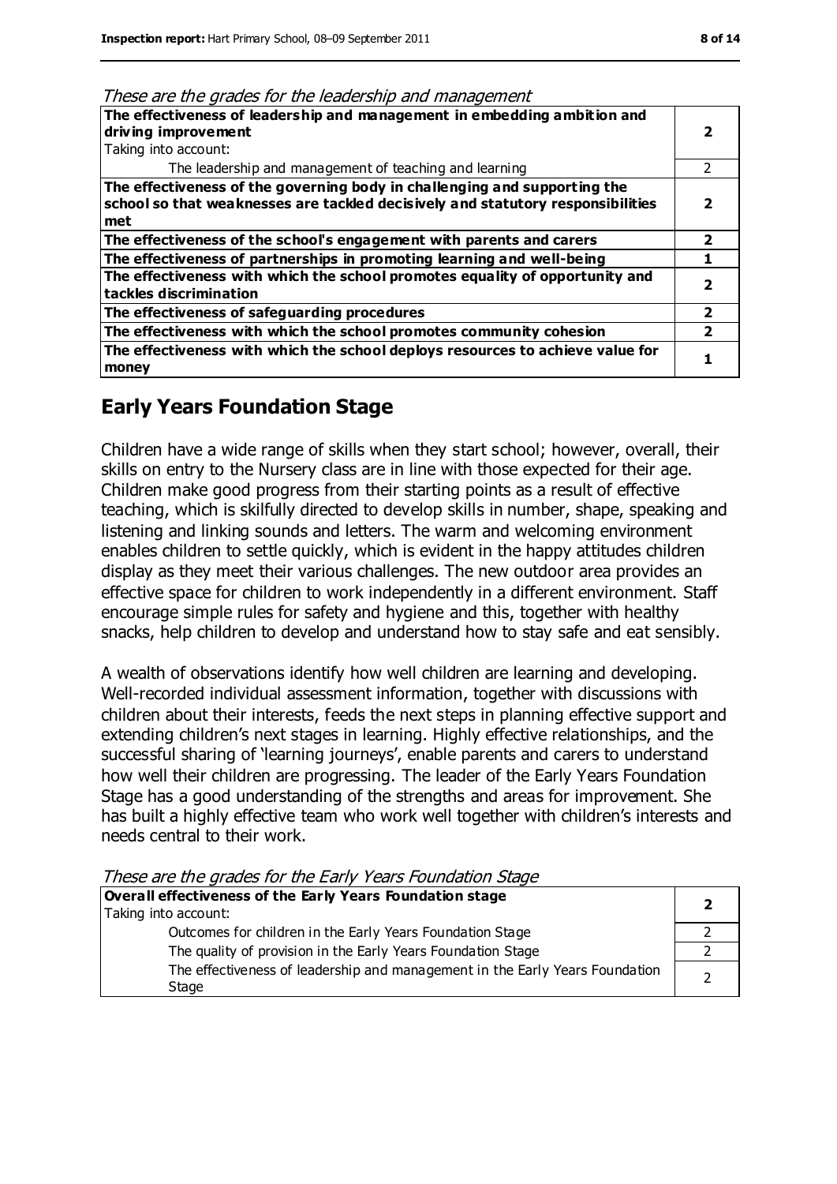*These are the grades for the leadership and management*

| | |
|---|---|
| **The effectiveness of leadership and management in embedding ambition and driving improvement** Taking into account: | **2** |
| The leadership and management of teaching and learning | 2 |
| **The effectiveness of the governing body in challenging and supporting the school so that weaknesses are tackled decisively and statutory responsibilities met** | **2** |
| **The effectiveness of the school's engagement with parents and carers** | **2** |
| **The effectiveness of partnerships in promoting learning and well-being** | **1** |
| **The effectiveness with which the school promotes equality of opportunity and tackles discrimination** | **2** |
| **The effectiveness of safeguarding procedures** | **2** |
| **The effectiveness with which the school promotes community cohesion** | **2** |
| **The effectiveness with which the school deploys resources to achieve value for money** | **1** |

## Early Years Foundation Stage

Children have a wide range of skills when they start school; however, overall, their skills on entry to the Nursery class are in line with those expected for their age. Children make good progress from their starting points as a result of effective teaching, which is skilfully directed to develop skills in number, shape, speaking and listening and linking sounds and letters. The warm and welcoming environment enables children to settle quickly, which is evident in the happy attitudes children display as they meet their various challenges. The new outdoor area provides an effective space for children to work independently in a different environment. Staff encourage simple rules for safety and hygiene and this, together with healthy snacks, help children to develop and understand how to stay safe and eat sensibly.

A wealth of observations identify how well children are learning and developing. Well-recorded individual assessment information, together with discussions with children about their interests, feeds the next steps in planning effective support and extending children's next stages in learning. Highly effective relationships, and the successful sharing of 'learning journeys', enable parents and carers to understand how well their children are progressing. The leader of the Early Years Foundation Stage has a good understanding of the strengths and areas for improvement. She has built a highly effective team who work well together with children's interests and needs central to their work.

*These are the grades for the Early Years Foundation Stage*

| | |
|---|---|
| **Overall effectiveness of the Early Years Foundation stage** Taking into account: | **2** |
| Outcomes for children in the Early Years Foundation Stage | 2 |
| The quality of provision in the Early Years Foundation Stage | 2 |
| The effectiveness of leadership and management in the Early Years Foundation Stage | 2 |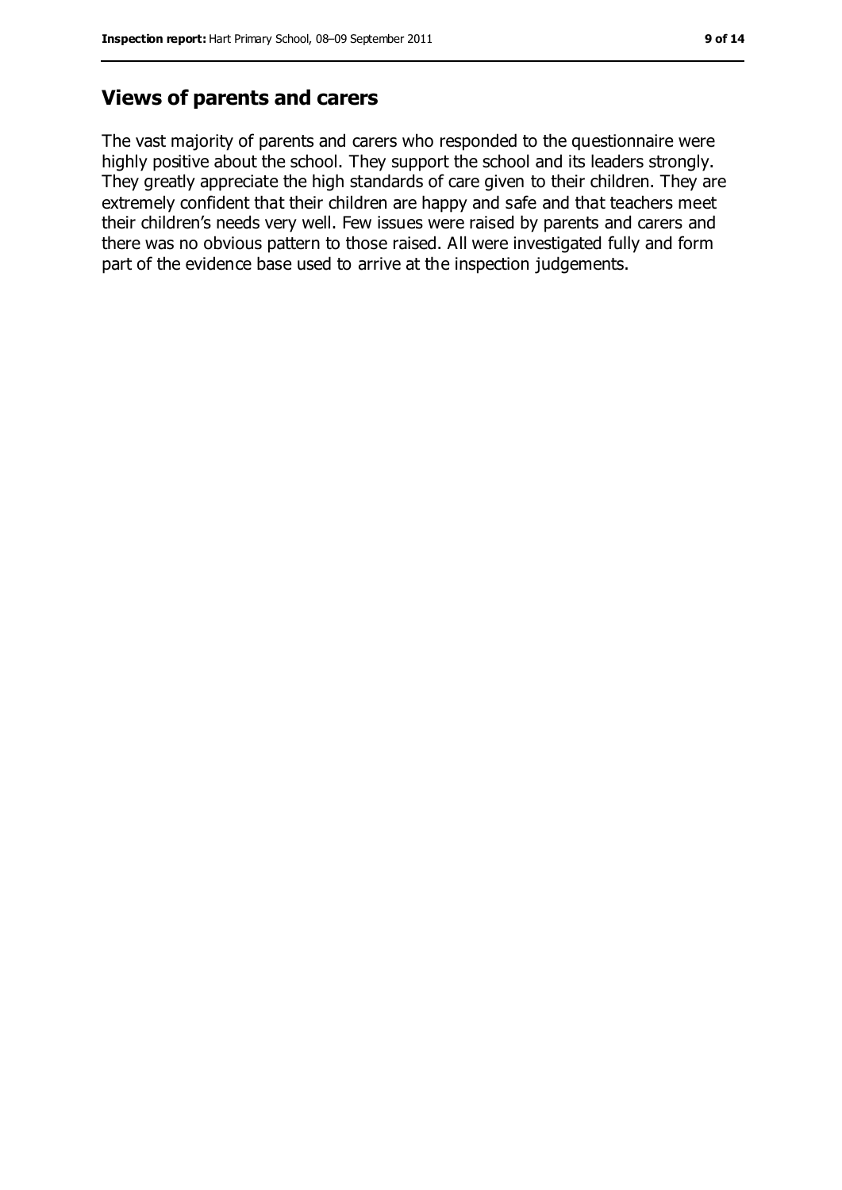## Views of parents and carers

The vast majority of parents and carers who responded to the questionnaire were highly positive about the school. They support the school and its leaders strongly. They greatly appreciate the high standards of care given to their children. They are extremely confident that their children are happy and safe and that teachers meet their children's needs very well. Few issues were raised by parents and carers and there was no obvious pattern to those raised. All were investigated fully and form part of the evidence base used to arrive at the inspection judgements.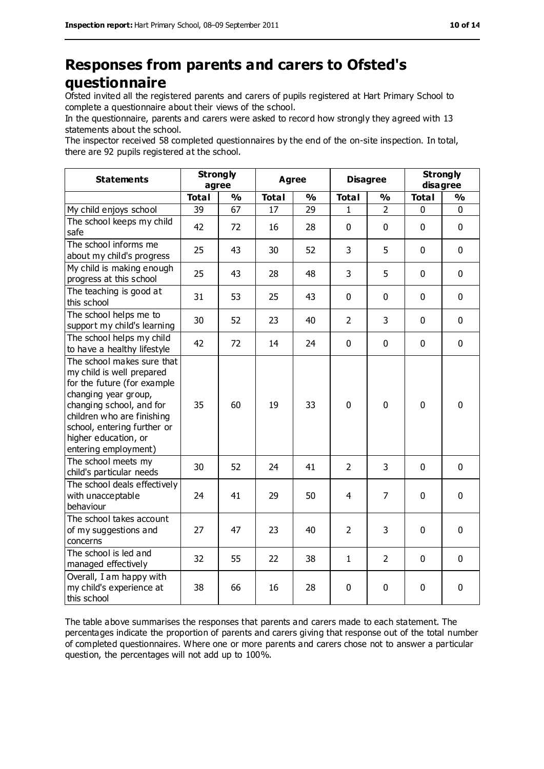# Responses from parents and carers to Ofsted's questionnaire

Ofsted invited all the registered parents and carers of pupils registered at Hart Primary School to complete a questionnaire about their views of the school.

In the questionnaire, parents and carers were asked to record how strongly they agreed with 13 statements about the school.

The inspector received 58 completed questionnaires by the end of the on-site inspection. In total, there are 92 pupils registered at the school.

| Statements | Strongly agree | | Agree | | Disagree | | Strongly disagree | |
|---|---|---|---|---|---|---|---|---|
| | **Total** | **%** | **Total** | **%** | **Total** | **%** | **Total** | **%** |
| My child enjoys school | 39 | 67 | 17 | 29 | 1 | 2 | 0 | 0 |
| The school keeps my child safe | 42 | 72 | 16 | 28 | 0 | 0 | 0 | 0 |
| The school informs me about my child's progress | 25 | 43 | 30 | 52 | 3 | 5 | 0 | 0 |
| My child is making enough progress at this school | 25 | 43 | 28 | 48 | 3 | 5 | 0 | 0 |
| The teaching is good at this school | 31 | 53 | 25 | 43 | 0 | 0 | 0 | 0 |
| The school helps me to support my child's learning | 30 | 52 | 23 | 40 | 2 | 3 | 0 | 0 |
| The school helps my child to have a healthy lifestyle | 42 | 72 | 14 | 24 | 0 | 0 | 0 | 0 |
| The school makes sure that my child is well prepared for the future (for example changing year group, changing school, and for children who are finishing school, entering further or higher education, or entering employment) | 35 | 60 | 19 | 33 | 0 | 0 | 0 | 0 |
| The school meets my child's particular needs | 30 | 52 | 24 | 41 | 2 | 3 | 0 | 0 |
| The school deals effectively with unacceptable behaviour | 24 | 41 | 29 | 50 | 4 | 7 | 0 | 0 |
| The school takes account of my suggestions and concerns | 27 | 47 | 23 | 40 | 2 | 3 | 0 | 0 |
| The school is led and managed effectively | 32 | 55 | 22 | 38 | 1 | 2 | 0 | 0 |
| Overall, I am happy with my child's experience at this school | 38 | 66 | 16 | 28 | 0 | 0 | 0 | 0 |

The table above summarises the responses that parents and carers made to each statement. The percentages indicate the proportion of parents and carers giving that response out of the total number of completed questionnaires. Where one or more parents and carers chose not to answer a particular question, the percentages will not add up to 100%.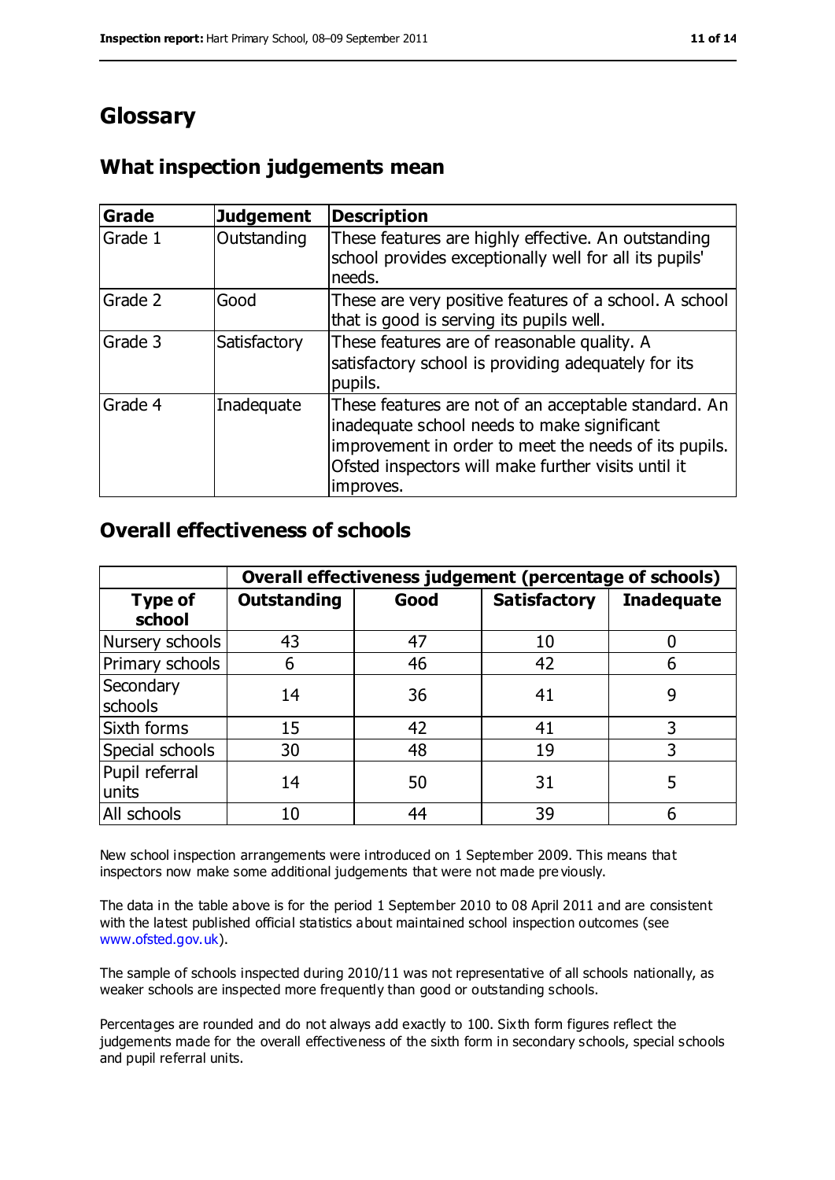# Glossary

## What inspection judgements mean

| Grade | Judgement | Description |
|---|---|---|
| Grade 1 | Outstanding | These features are highly effective. An outstanding school provides exceptionally well for all its pupils' needs. |
| Grade 2 | Good | These are very positive features of a school. A school that is good is serving its pupils well. |
| Grade 3 | Satisfactory | These features are of reasonable quality. A satisfactory school is providing adequately for its pupils. |
| Grade 4 | Inadequate | These features are not of an acceptable standard. An inadequate school needs to make significant improvement in order to meet the needs of its pupils. Ofsted inspectors will make further visits until it improves. |

## Overall effectiveness of schools

| | Overall effectiveness judgement (percentage of schools) | | | |
|---|---|---|---|---|
| **Type of school** | **Outstanding** | **Good** | **Satisfactory** | **Inadequate** |
| Nursery schools | 43 | 47 | 10 | 0 |
| Primary schools | 6 | 46 | 42 | 6 |
| Secondary schools | 14 | 36 | 41 | 9 |
| Sixth forms | 15 | 42 | 41 | 3 |
| Special schools | 30 | 48 | 19 | 3 |
| Pupil referral units | 14 | 50 | 31 | 5 |
| All schools | 10 | 44 | 39 | 6 |

New school inspection arrangements were introduced on 1 September 2009. This means that inspectors now make some additional judgements that were not made previously.

The data in the table above is for the period 1 September 2010 to 08 April 2011 and are consistent with the latest published official statistics about maintained school inspection outcomes (see www.ofsted.gov.uk).

The sample of schools inspected during 2010/11 was not representative of all schools nationally, as weaker schools are inspected more frequently than good or outstanding schools.

Percentages are rounded and do not always add exactly to 100. Sixth form figures reflect the judgements made for the overall effectiveness of the sixth form in secondary schools, special schools and pupil referral units.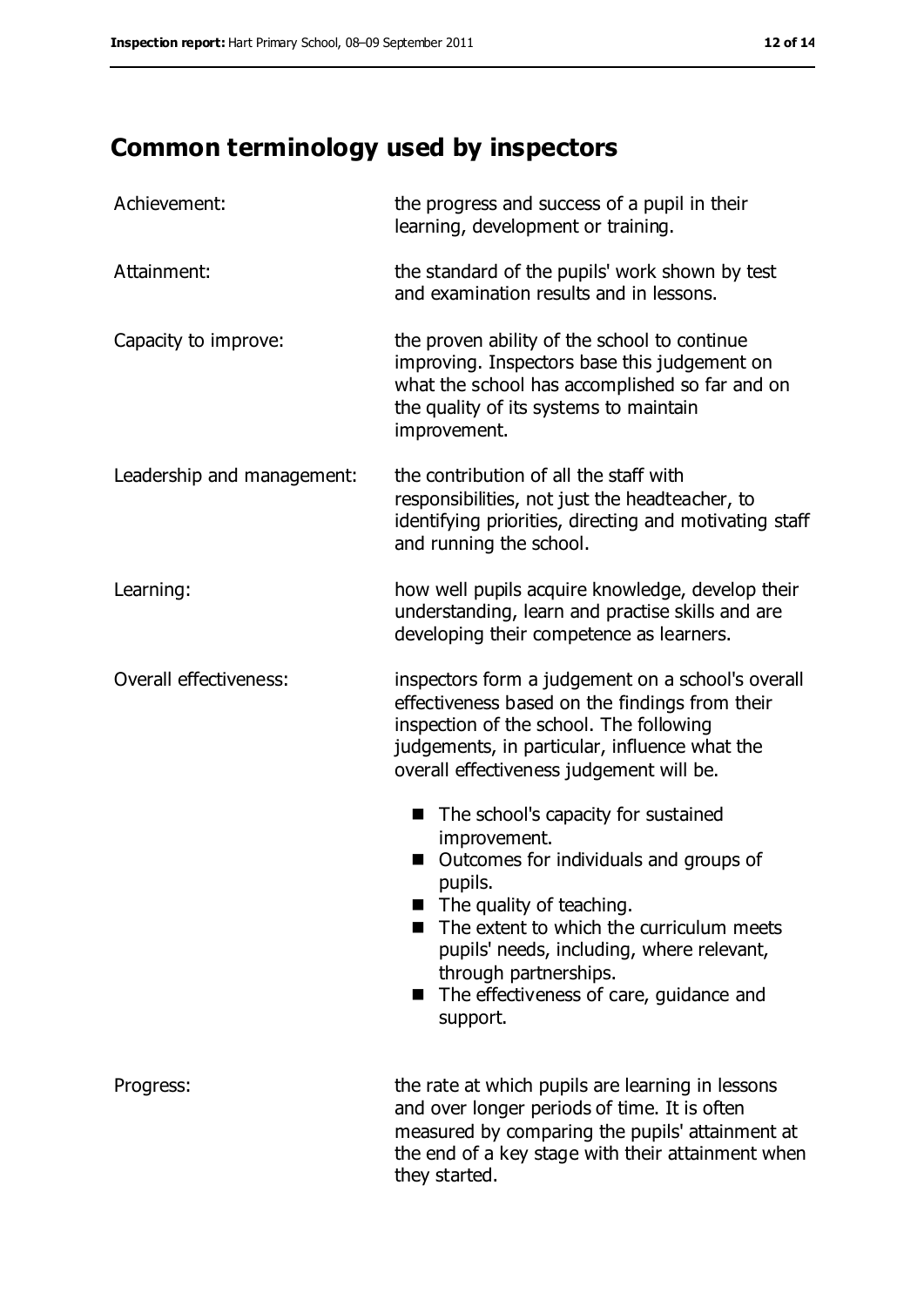# Common terminology used by inspectors

| | |
|---|---|
| Achievement: | the progress and success of a pupil in their learning, development or training. |
| Attainment: | the standard of the pupils' work shown by test and examination results and in lessons. |
| Capacity to improve: | the proven ability of the school to continue improving. Inspectors base this judgement on what the school has accomplished so far and on the quality of its systems to maintain improvement. |
| Leadership and management: | the contribution of all the staff with responsibilities, not just the headteacher, to identifying priorities, directing and motivating staff and running the school. |
| Learning: | how well pupils acquire knowledge, develop their understanding, learn and practise skills and are developing their competence as learners. |
| Overall effectiveness: | inspectors form a judgement on a school's overall effectiveness based on the findings from their inspection of the school. The following judgements, in particular, influence what the overall effectiveness judgement will be.<br>■ The school's capacity for sustained improvement.<br>■ Outcomes for individuals and groups of pupils.<br>■ The quality of teaching.<br>■ The extent to which the curriculum meets pupils' needs, including, where relevant, through partnerships.<br>■ The effectiveness of care, guidance and support. |
| Progress: | the rate at which pupils are learning in lessons and over longer periods of time. It is often measured by comparing the pupils' attainment at the end of a key stage with their attainment when they started. |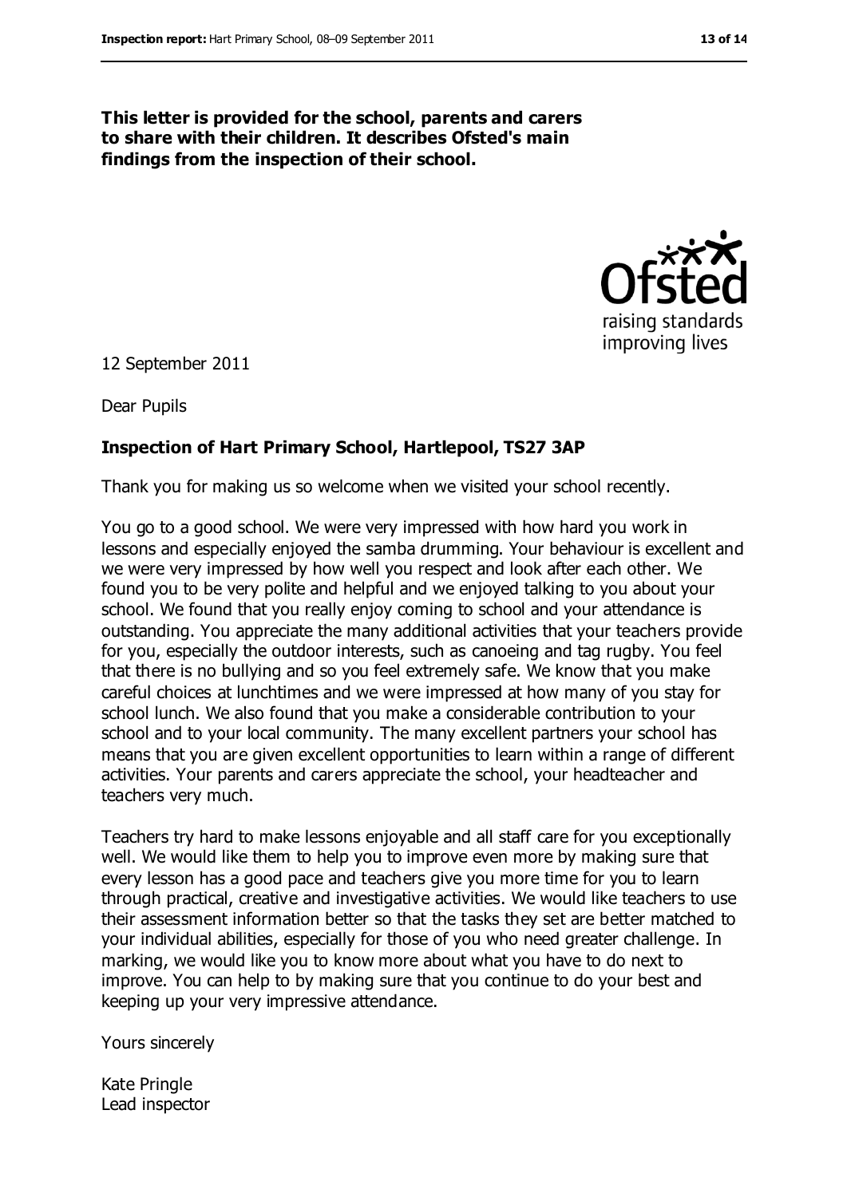**This letter is provided for the school, parents and carers to share with their children. It describes Ofsted's main findings from the inspection of their school.**

12 September 2011

Dear Pupils

**Inspection of Hart Primary School, Hartlepool, TS27 3AP**

Thank you for making us so welcome when we visited your school recently.

You go to a good school. We were very impressed with how hard you work in lessons and especially enjoyed the samba drumming. Your behaviour is excellent and we were very impressed by how well you respect and look after each other. We found you to be very polite and helpful and we enjoyed talking to you about your school. We found that you really enjoy coming to school and your attendance is outstanding. You appreciate the many additional activities that your teachers provide for you, especially the outdoor interests, such as canoeing and tag rugby. You feel that there is no bullying and so you feel extremely safe. We know that you make careful choices at lunchtimes and we were impressed at how many of you stay for school lunch. We also found that you make a considerable contribution to your school and to your local community. The many excellent partners your school has means that you are given excellent opportunities to learn within a range of different activities. Your parents and carers appreciate the school, your headteacher and teachers very much.

Teachers try hard to make lessons enjoyable and all staff care for you exceptionally well. We would like them to help you to improve even more by making sure that every lesson has a good pace and teachers give you more time for you to learn through practical, creative and investigative activities. We would like teachers to use their assessment information better so that the tasks they set are better matched to your individual abilities, especially for those of you who need greater challenge. In marking, we would like you to know more about what you have to do next to improve. You can help to by making sure that you continue to do your best and keeping up your very impressive attendance.

Yours sincerely

Kate Pringle
Lead inspector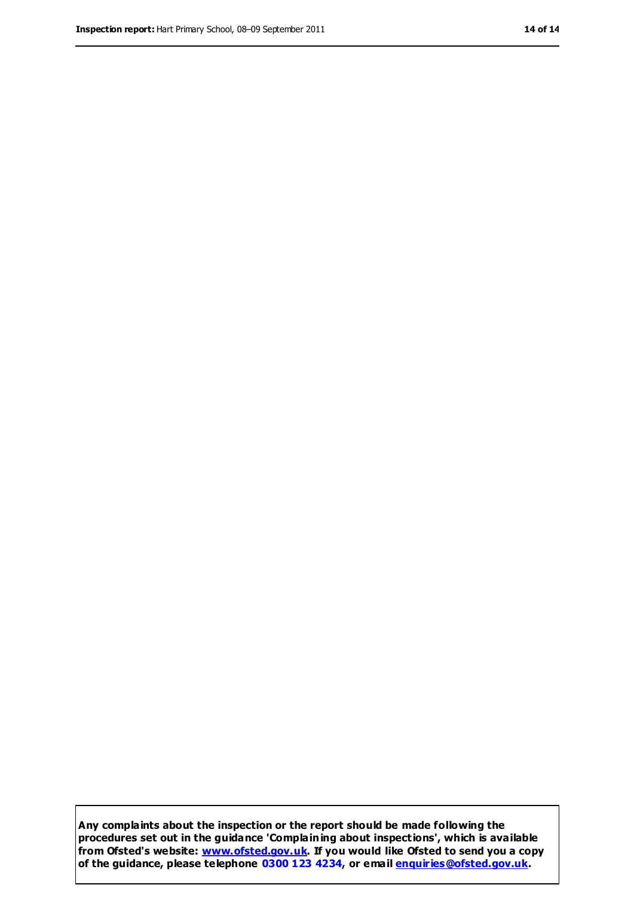**Any complaints about the inspection or the report should be made following the procedures set out in the guidance 'Complaining about inspections', which is available from Ofsted's website: www.ofsted.gov.uk. If you would like Ofsted to send you a copy of the guidance, please telephone 0300 123 4234, or email enquiries@ofsted.gov.uk.**